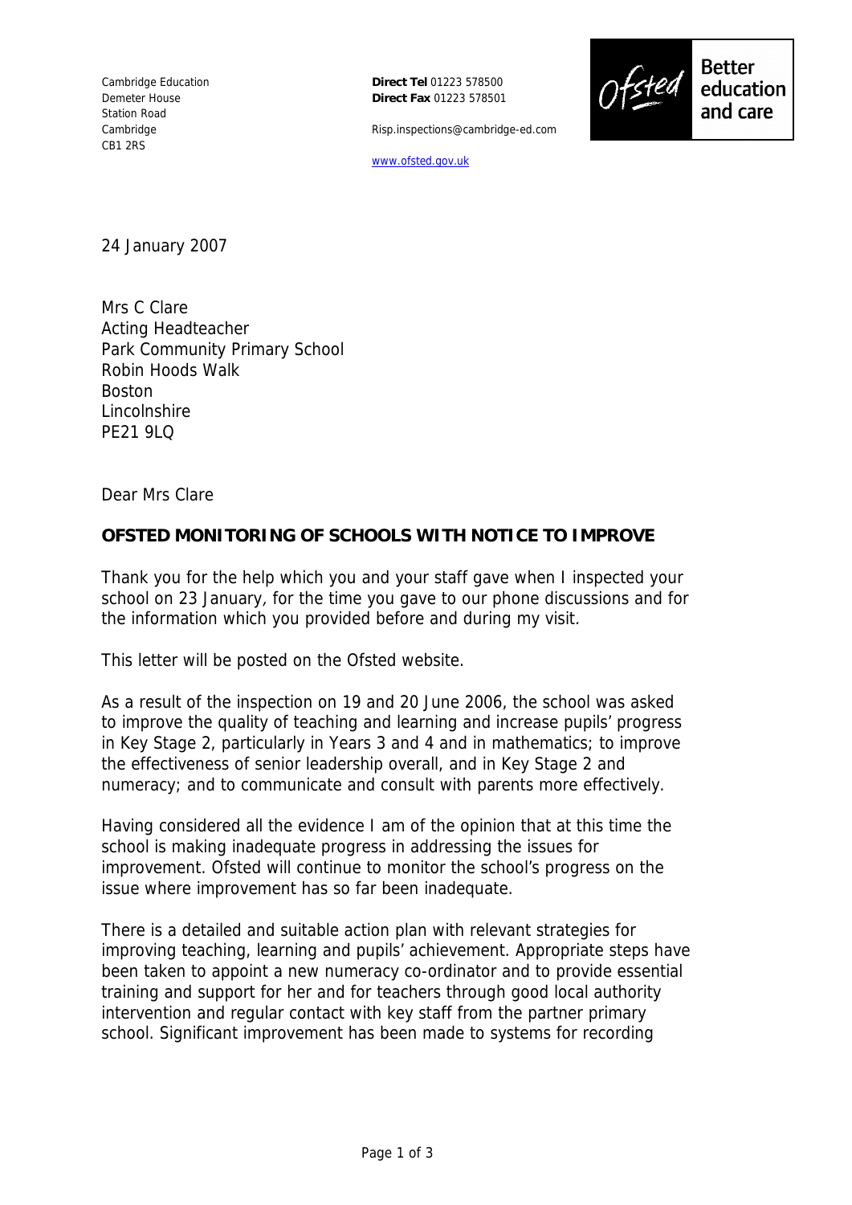Cambridge Education
Demeter House
Station Road
Cambridge
CB1 2RS

**Direct Tel** 01223 578500
**Direct Fax** 01223 578501

Risp.inspections@cambridge-ed.com

www.ofsted.gov.uk

Ofsted Better education and care

24 January 2007

Mrs C Clare
Acting Headteacher
Park Community Primary School
Robin Hoods Walk
Boston
Lincolnshire
PE21 9LQ

Dear Mrs Clare

**OFSTED MONITORING OF SCHOOLS WITH NOTICE TO IMPROVE**

Thank you for the help which you and your staff gave when I inspected your school on 23 January, for the time you gave to our phone discussions and for the information which you provided before and during my visit.

This letter will be posted on the Ofsted website.

As a result of the inspection on 19 and 20 June 2006, the school was asked to improve the quality of teaching and learning and increase pupils' progress in Key Stage 2, particularly in Years 3 and 4 and in mathematics; to improve the effectiveness of senior leadership overall, and in Key Stage 2 and numeracy; and to communicate and consult with parents more effectively.

Having considered all the evidence I am of the opinion that at this time the school is making inadequate progress in addressing the issues for improvement. Ofsted will continue to monitor the school's progress on the issue where improvement has so far been inadequate.

There is a detailed and suitable action plan with relevant strategies for improving teaching, learning and pupils' achievement. Appropriate steps have been taken to appoint a new numeracy co-ordinator and to provide essential training and support for her and for teachers through good local authority intervention and regular contact with key staff from the partner primary school. Significant improvement has been made to systems for recording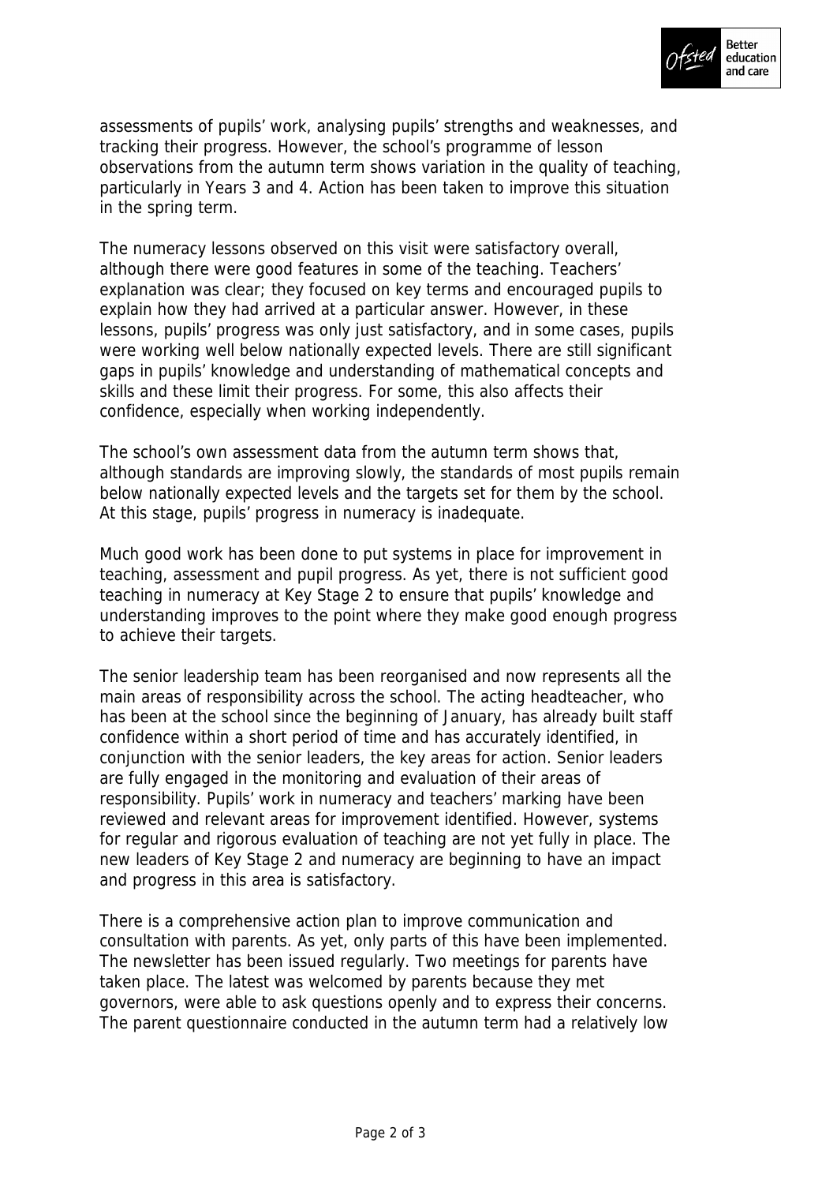assessments of pupils' work, analysing pupils' strengths and weaknesses, and tracking their progress. However, the school's programme of lesson observations from the autumn term shows variation in the quality of teaching, particularly in Years 3 and 4. Action has been taken to improve this situation in the spring term.

The numeracy lessons observed on this visit were satisfactory overall, although there were good features in some of the teaching. Teachers' explanation was clear; they focused on key terms and encouraged pupils to explain how they had arrived at a particular answer. However, in these lessons, pupils' progress was only just satisfactory, and in some cases, pupils were working well below nationally expected levels. There are still significant gaps in pupils' knowledge and understanding of mathematical concepts and skills and these limit their progress. For some, this also affects their confidence, especially when working independently.

The school's own assessment data from the autumn term shows that, although standards are improving slowly, the standards of most pupils remain below nationally expected levels and the targets set for them by the school. At this stage, pupils' progress in numeracy is inadequate.

Much good work has been done to put systems in place for improvement in teaching, assessment and pupil progress. As yet, there is not sufficient good teaching in numeracy at Key Stage 2 to ensure that pupils' knowledge and understanding improves to the point where they make good enough progress to achieve their targets.

The senior leadership team has been reorganised and now represents all the main areas of responsibility across the school. The acting headteacher, who has been at the school since the beginning of January, has already built staff confidence within a short period of time and has accurately identified, in conjunction with the senior leaders, the key areas for action. Senior leaders are fully engaged in the monitoring and evaluation of their areas of responsibility. Pupils' work in numeracy and teachers' marking have been reviewed and relevant areas for improvement identified. However, systems for regular and rigorous evaluation of teaching are not yet fully in place. The new leaders of Key Stage 2 and numeracy are beginning to have an impact and progress in this area is satisfactory.

There is a comprehensive action plan to improve communication and consultation with parents. As yet, only parts of this have been implemented. The newsletter has been issued regularly. Two meetings for parents have taken place. The latest was welcomed by parents because they met governors, were able to ask questions openly and to express their concerns. The parent questionnaire conducted in the autumn term had a relatively low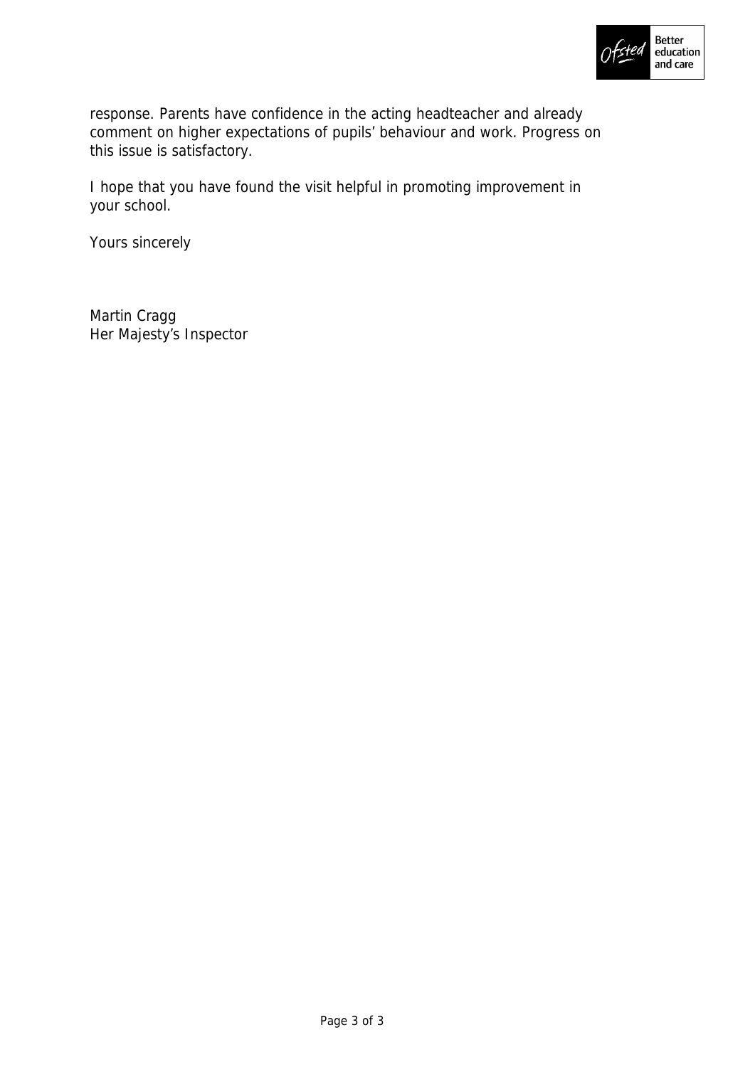response. Parents have confidence in the acting headteacher and already comment on higher expectations of pupils' behaviour and work. Progress on this issue is satisfactory.

I hope that you have found the visit helpful in promoting improvement in your school.

Yours sincerely

Martin Cragg
Her Majesty's Inspector